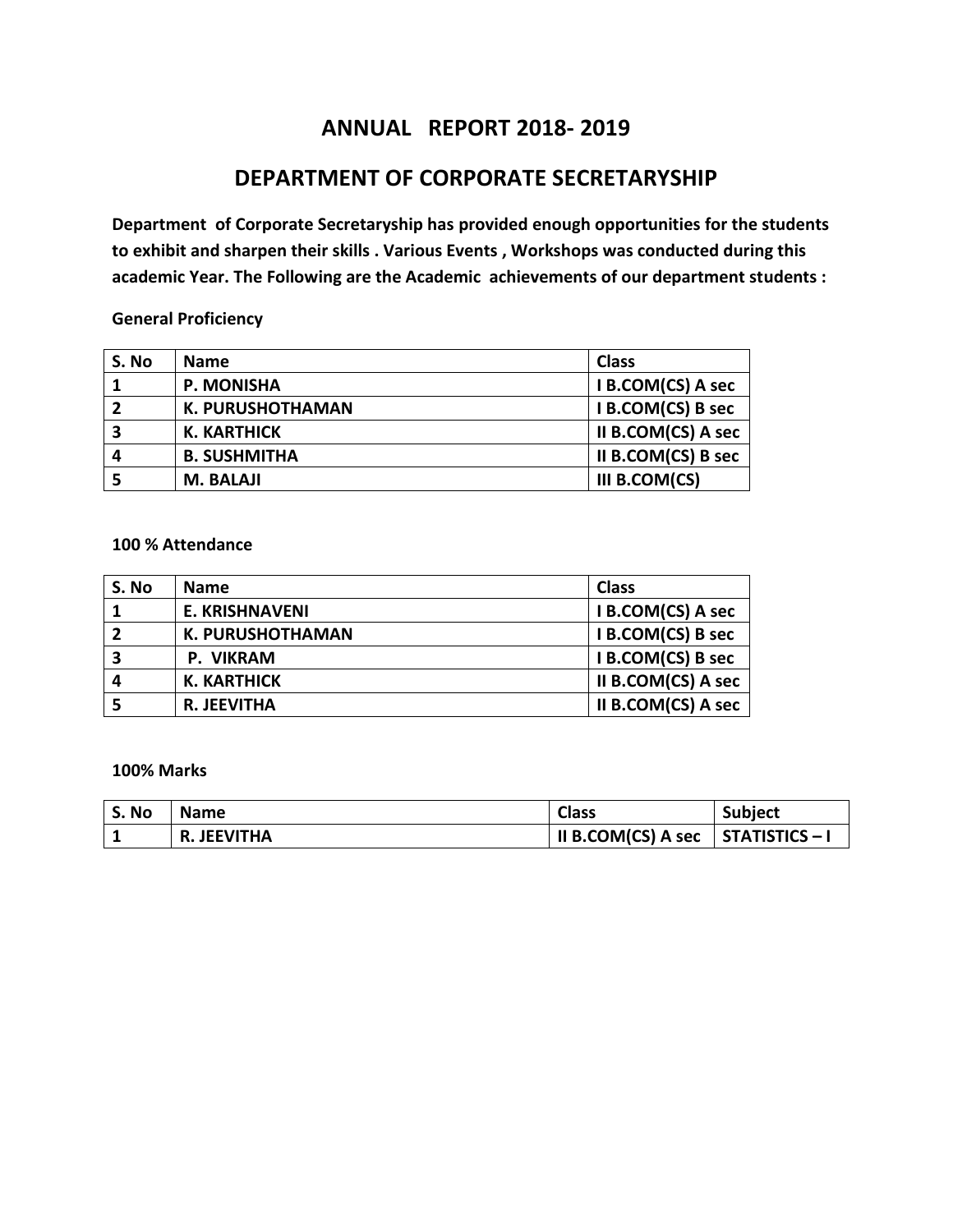# ANNUAL REPORT 2018- 2019

## DEPARTMENT OF CORPORATE SECRETARYSHIP

**Department of Corporate Secretaryship has provided enough opportunities for the students to exhibit and sharpen their skills . Various Events , Workshops was conducted during this academic Year. The Following are the Academic achievements of our department students :**

**General Proficiency**

| S. No | Name | Class |
|---|---|---|
| 1 | P. MONISHA | I B.COM(CS) A sec |
| 2 | K. PURUSHOTHAMAN | I B.COM(CS) B sec |
| 3 | K. KARTHICK | II B.COM(CS) A sec |
| 4 | B. SUSHMITHA | II B.COM(CS) B sec |
| 5 | M. BALAJI | III B.COM(CS) |

**100 % Attendance**

| S. No | Name | Class |
|---|---|---|
| 1 | E. KRISHNAVENI | I B.COM(CS) A sec |
| 2 | K. PURUSHOTHAMAN | I B.COM(CS) B sec |
| 3 | P. VIKRAM | I B.COM(CS) B sec |
| 4 | K. KARTHICK | II B.COM(CS) A sec |
| 5 | R. JEEVITHA | II B.COM(CS) A sec |

**100% Marks**

| S. No | Name | Class | Subject |
|---|---|---|---|
| 1 | R. JEEVITHA | II B.COM(CS) A sec | STATISTICS – I |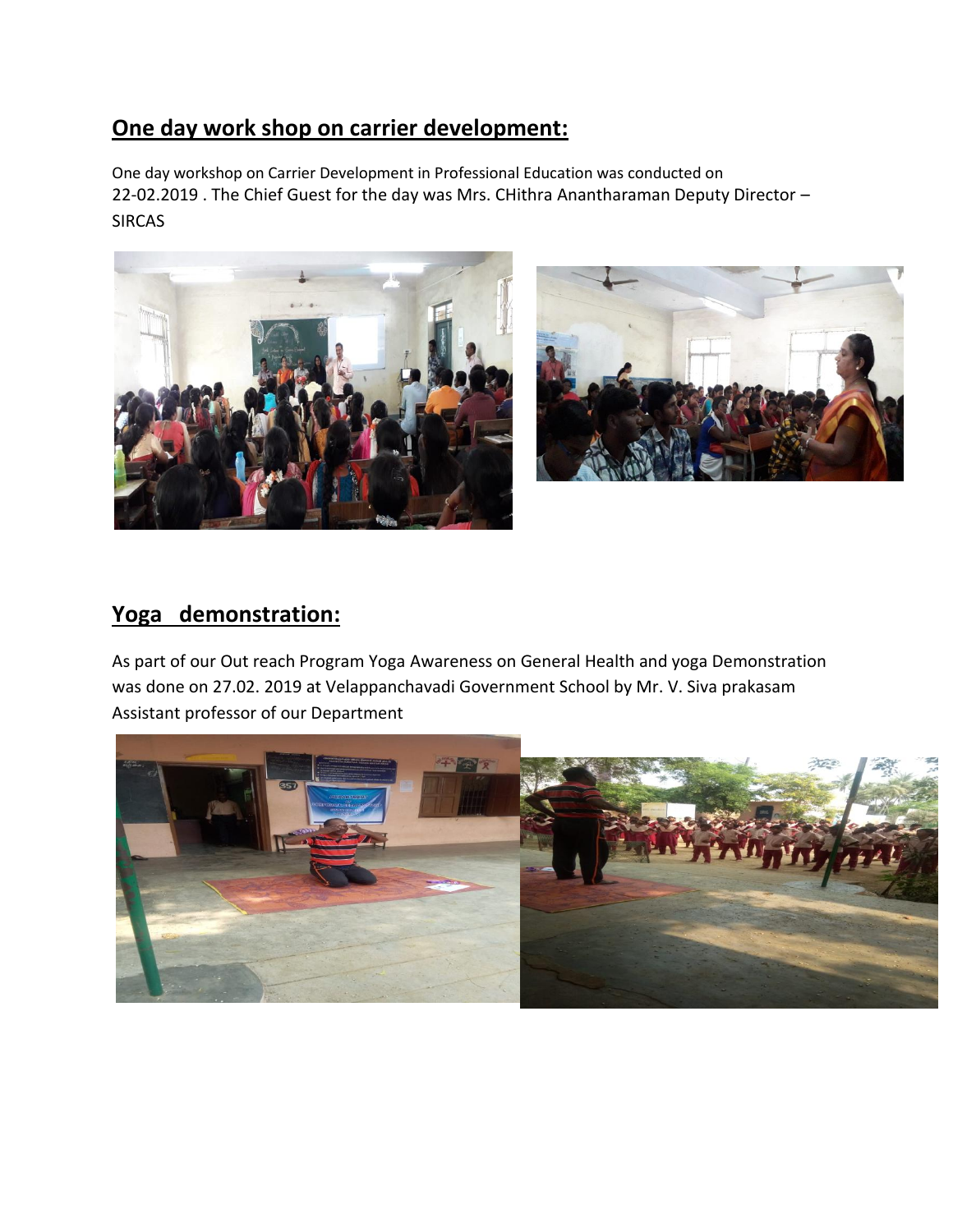## One day work shop on carrier development:

One day workshop on Carrier Development in Professional Education was conducted on 22-02.2019 . The Chief Guest for the day was Mrs. CHithra Anantharaman Deputy Director – SIRCAS

## Yoga demonstration:

As part of our Out reach Program Yoga Awareness on General Health and yoga Demonstration was done on 27.02. 2019 at Velappanchavadi Government School by Mr. V. Siva prakasam Assistant professor of our Department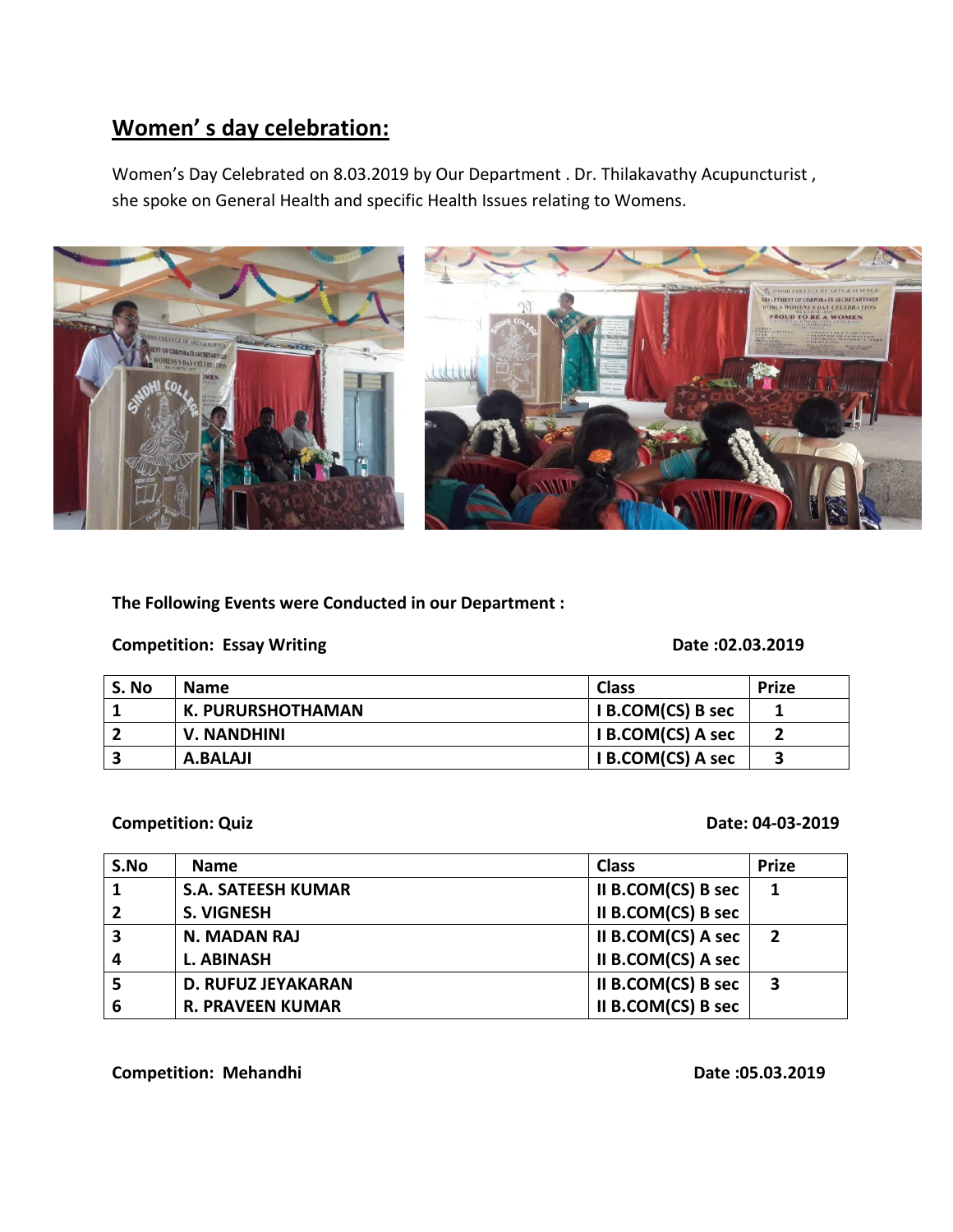## Women' s day celebration:

Women's Day Celebrated on 8.03.2019 by Our Department . Dr. Thilakavathy Acupuncturist , she spoke on General Health and specific Health Issues relating to Womens.

**The Following Events were Conducted in our Department :**

**Competition: Essay Writing** **Date :02.03.2019**

| S. No | Name | Class | Prize |
|---|---|---|---|
| 1 | K. PURURSHOTHAMAN | I B.COM(CS) B sec | 1 |
| 2 | V. NANDHINI | I B.COM(CS) A sec | 2 |
| 3 | A.BALAJI | I B.COM(CS) A sec | 3 |

**Competition: Quiz** **Date: 04-03-2019**

| S.No | Name | Class | Prize |
|---|---|---|---|
| 1 | S.A. SATEESH KUMAR | II B.COM(CS) B sec | 1 |
| 2 | S. VIGNESH | II B.COM(CS) B sec | |
| 3 | N. MADAN RAJ | II B.COM(CS) A sec | 2 |
| 4 | L. ABINASH | II B.COM(CS) A sec | |
| 5 | D. RUFUZ JEYAKARAN | II B.COM(CS) B sec | 3 |
| 6 | R. PRAVEEN KUMAR | II B.COM(CS) B sec | |

**Competition: Mehandhi** **Date :05.03.2019**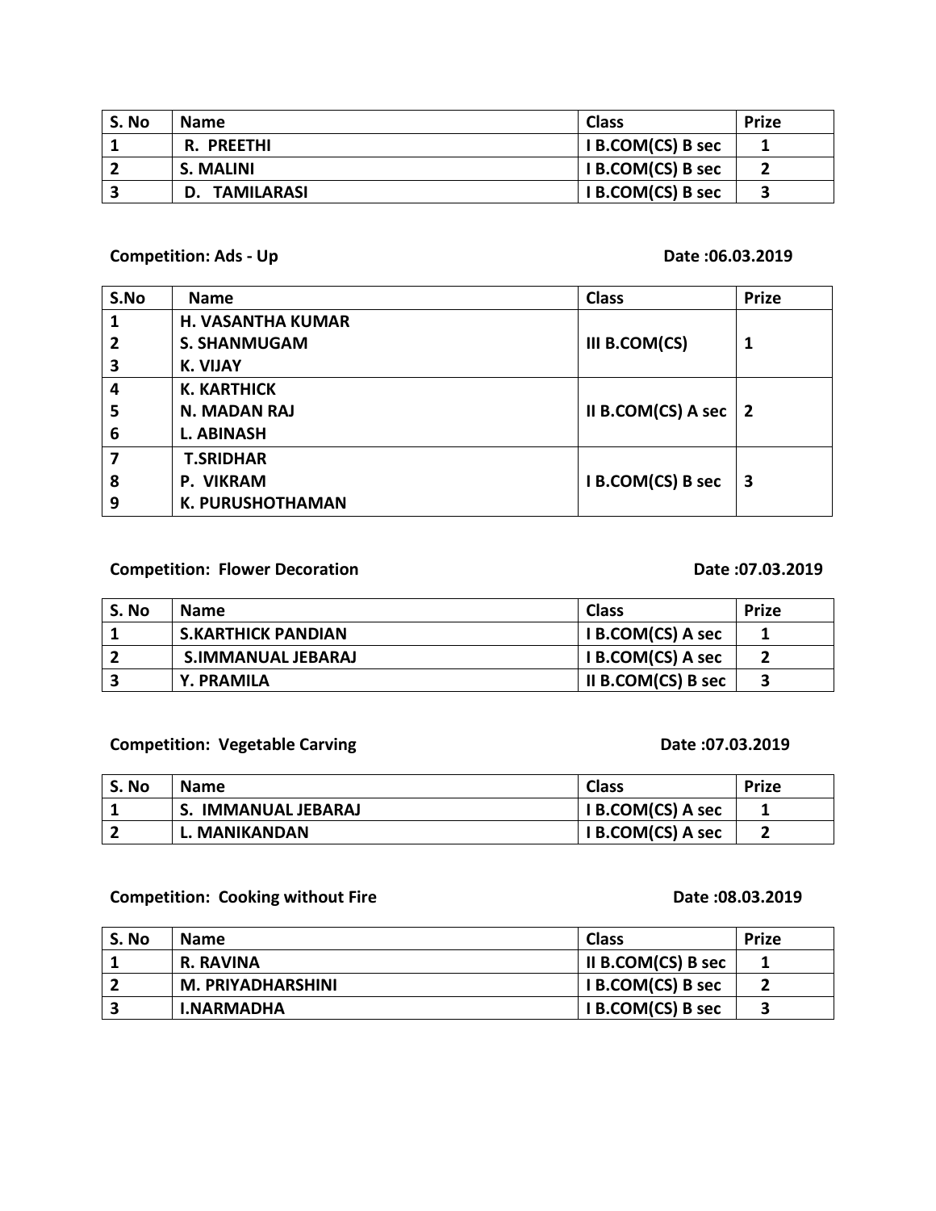| S. No | Name | Class | Prize |
|---|---|---|---|
| 1 | R. PREETHI | I B.COM(CS) B sec | 1 |
| 2 | S. MALINI | I B.COM(CS) B sec | 2 |
| 3 | D. TAMILARASI | I B.COM(CS) B sec | 3 |

**Competition: Ads - Up** **Date :06.03.2019**

| S.No | Name | Class | Prize |
|---|---|---|---|
| 1 | H. VASANTHA KUMAR | III B.COM(CS) | 1 |
| 2 | S. SHANMUGAM | | |
| 3 | K. VIJAY | | |
| 4 | K. KARTHICK | II B.COM(CS) A sec | 2 |
| 5 | N. MADAN RAJ | | |
| 6 | L. ABINASH | | |
| 7 | T.SRIDHAR | I B.COM(CS) B sec | 3 |
| 8 | P. VIKRAM | | |
| 9 | K. PURUSHOTHAMAN | | |

**Competition: Flower Decoration** **Date :07.03.2019**

| S. No | Name | Class | Prize |
|---|---|---|---|
| 1 | S.KARTHICK PANDIAN | I B.COM(CS) A sec | 1 |
| 2 | S.IMMANUAL JEBARAJ | I B.COM(CS) A sec | 2 |
| 3 | Y. PRAMILA | II B.COM(CS) B sec | 3 |

**Competition: Vegetable Carving** **Date :07.03.2019**

| S. No | Name | Class | Prize |
|---|---|---|---|
| 1 | S. IMMANUAL JEBARAJ | I B.COM(CS) A sec | 1 |
| 2 | L. MANIKANDAN | I B.COM(CS) A sec | 2 |

**Competition: Cooking without Fire** **Date :08.03.2019**

| S. No | Name | Class | Prize |
|---|---|---|---|
| 1 | R. RAVINA | II B.COM(CS) B sec | 1 |
| 2 | M. PRIYADHARSHINI | I B.COM(CS) B sec | 2 |
| 3 | I.NARMADHA | I B.COM(CS) B sec | 3 |